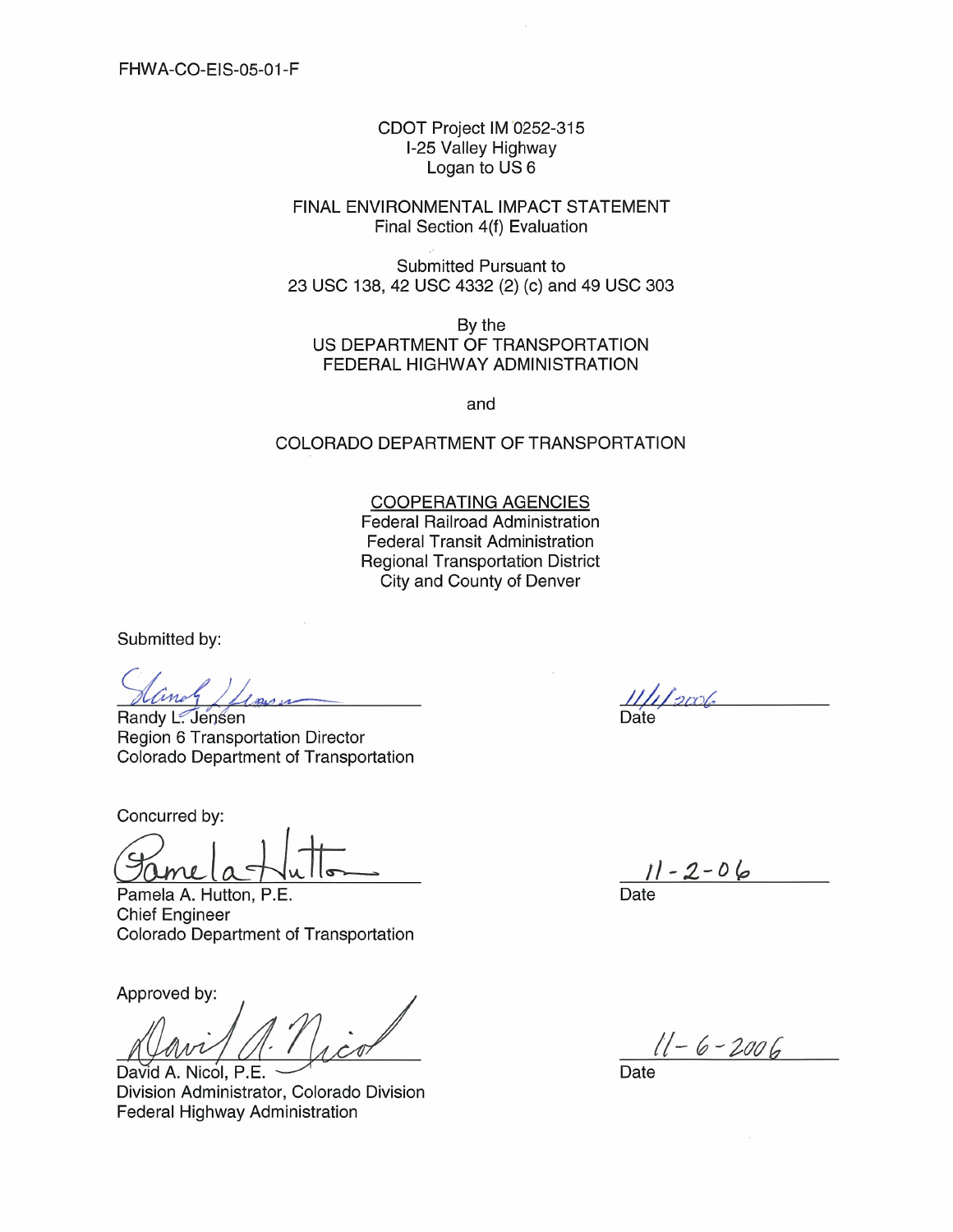FHWA-CO-EIS-05-01-F

CDOT Project IM 0252-315
I-25 Valley Highway
Logan to US 6

# FINAL ENVIRONMENTAL IMPACT STATEMENT

Final Section 4(f) Evaluation

Submitted Pursuant to
23 USC 138, 42 USC 4332 (2) (c) and 49 USC 303

By the
US DEPARTMENT OF TRANSPORTATION
FEDERAL HIGHWAY ADMINISTRATION

and

COLORADO DEPARTMENT OF TRANSPORTATION

COOPERATING AGENCIES
Federal Railroad Administration
Federal Transit Administration
Regional Transportation District
City and County of Denver

Submitted by:

Randy L. Jensen
Region 6 Transportation Director
Colorado Department of Transportation

Date: 11/1/2006

Concurred by:

Pamela A. Hutton, P.E.
Chief Engineer
Colorado Department of Transportation

Date: 11-2-06

Approved by:

David A. Nicol, P.E.
Division Administrator, Colorado Division
Federal Highway Administration

Date: 11-6-2006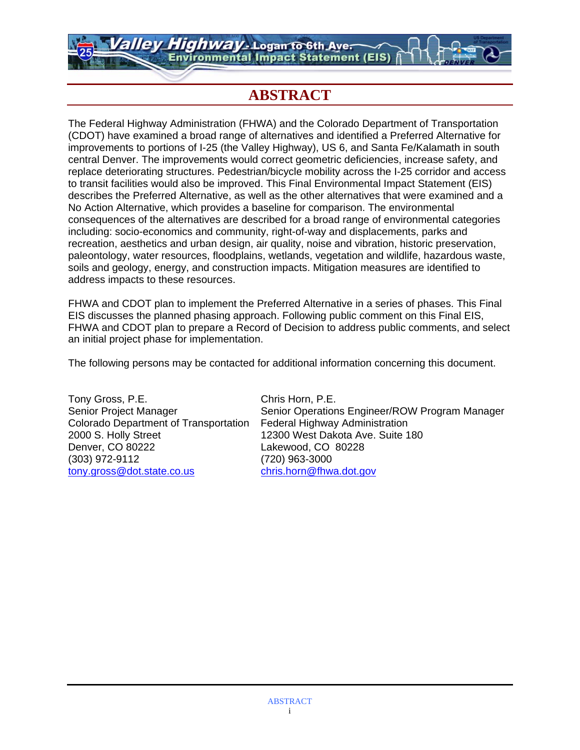# ABSTRACT

The Federal Highway Administration (FHWA) and the Colorado Department of Transportation (CDOT) have examined a broad range of alternatives and identified a Preferred Alternative for improvements to portions of I-25 (the Valley Highway), US 6, and Santa Fe/Kalamath in south central Denver. The improvements would correct geometric deficiencies, increase safety, and replace deteriorating structures. Pedestrian/bicycle mobility across the I-25 corridor and access to transit facilities would also be improved. This Final Environmental Impact Statement (EIS) describes the Preferred Alternative, as well as the other alternatives that were examined and a No Action Alternative, which provides a baseline for comparison. The environmental consequences of the alternatives are described for a broad range of environmental categories including: socio-economics and community, right-of-way and displacements, parks and recreation, aesthetics and urban design, air quality, noise and vibration, historic preservation, paleontology, water resources, floodplains, wetlands, vegetation and wildlife, hazardous waste, soils and geology, energy, and construction impacts. Mitigation measures are identified to address impacts to these resources.

FHWA and CDOT plan to implement the Preferred Alternative in a series of phases. This Final EIS discusses the planned phasing approach. Following public comment on this Final EIS, FHWA and CDOT plan to prepare a Record of Decision to address public comments, and select an initial project phase for implementation.

The following persons may be contacted for additional information concerning this document.

Tony Gross, P.E.
Senior Project Manager
Colorado Department of Transportation
2000 S. Holly Street
Denver, CO 80222
(303) 972-9112
tony.gross@dot.state.co.us

Chris Horn, P.E.
Senior Operations Engineer/ROW Program Manager
Federal Highway Administration
12300 West Dakota Ave. Suite 180
Lakewood, CO 80228
(720) 963-3000
chris.horn@fhwa.dot.gov